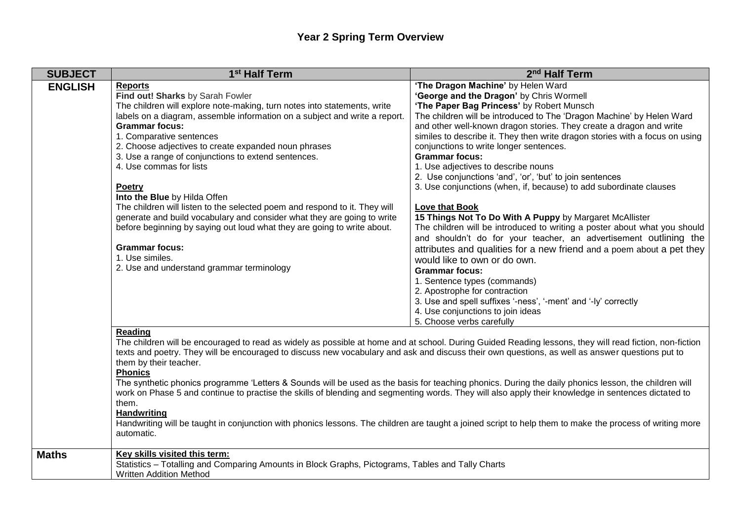# Year 2 Spring Term Overview

| SUBJECT | 1st Half Term | 2nd Half Term |
|---|---|---|
| **ENGLISH** | **Reports**<br>**Find out! Sharks** by Sarah Fowler<br>The children will explore note-making, turn notes into statements, write labels on a diagram, assemble information on a subject and write a report.<br>**Grammar focus:**<br>1. Comparative sentences<br>2. Choose adjectives to create expanded noun phrases<br>3. Use a range of conjunctions to extend sentences.<br>4. Use commas for lists<br><br>**Poetry**<br>**Into the Blue** by Hilda Offen<br>The children will listen to the selected poem and respond to it. They will generate and build vocabulary and consider what they are going to write before beginning by saying out loud what they are going to write about.<br><br>**Grammar focus:**<br>1. Use similes.<br>2. Use and understand grammar terminology | **'The Dragon Machine'** by Helen Ward<br>**'George and the Dragon'** by Chris Wormell<br>**'The Paper Bag Princess'** by Robert Munsch<br>The children will be introduced to The 'Dragon Machine' by Helen Ward and other well-known dragon stories. They create a dragon and write similes to describe it. They then write dragon stories with a focus on using conjunctions to write longer sentences.<br>**Grammar focus:**<br>1. Use adjectives to describe nouns<br>2. Use conjunctions 'and', 'or', 'but' to join sentences<br>3. Use conjunctions (when, if, because) to add subordinate clauses<br><br>**Love that Book**<br>**15 Things Not To Do With A Puppy** by Margaret McAllister<br>The children will be introduced to writing a poster about what you should and shouldn't do for your teacher, an advertisement outlining the attributes and qualities for a new friend and a poem about a pet they would like to own or do own.<br>**Grammar focus:**<br>1. Sentence types (commands)<br>2. Apostrophe for contraction<br>3. Use and spell suffixes '-ness', '-ment' and '-ly' correctly<br>4. Use conjunctions to join ideas<br>5. Choose verbs carefully |
| | **Reading**<br>The children will be encouraged to read as widely as possible at home and at school. During Guided Reading lessons, they will read fiction, non-fiction texts and poetry. They will be encouraged to discuss new vocabulary and ask and discuss their own questions, as well as answer questions put to them by their teacher.<br>**Phonics**<br>The synthetic phonics programme 'Letters & Sounds will be used as the basis for teaching phonics. During the daily phonics lesson, the children will work on Phase 5 and continue to practise the skills of blending and segmenting words. They will also apply their knowledge in sentences dictated to them.<br>**Handwriting**<br>Handwriting will be taught in conjunction with phonics lessons. The children are taught a joined script to help them to make the process of writing more automatic. | |
| **Maths** | **Key skills visited this term:**<br>Statistics – Totalling and Comparing Amounts in Block Graphs, Pictograms, Tables and Tally Charts<br>Written Addition Method | |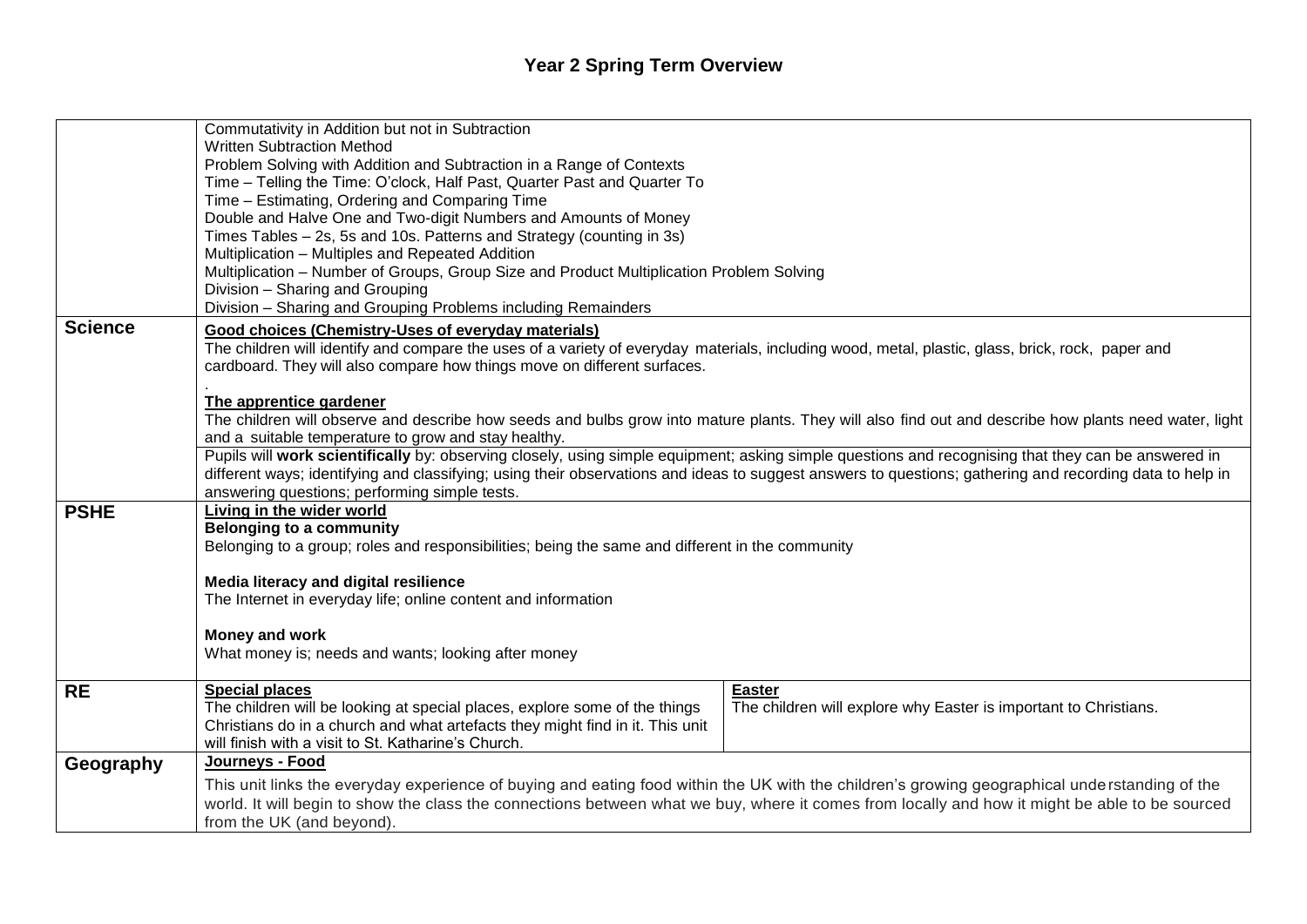## Year 2 Spring Term Overview

| | | |
|---|---|---|
| | Commutativity in Addition but not in Subtraction<br>Written Subtraction Method<br>Problem Solving with Addition and Subtraction in a Range of Contexts<br>Time – Telling the Time: O'clock, Half Past, Quarter Past and Quarter To<br>Time – Estimating, Ordering and Comparing Time<br>Double and Halve One and Two-digit Numbers and Amounts of Money<br>Times Tables – 2s, 5s and 10s. Patterns and Strategy (counting in 3s)<br>Multiplication – Multiples and Repeated Addition<br>Multiplication – Number of Groups, Group Size and Product Multiplication Problem Solving<br>Division – Sharing and Grouping<br>Division – Sharing and Grouping Problems including Remainders | |
| **Science** | **Good choices (Chemistry-Uses of everyday materials)**<br>The children will identify and compare the uses of a variety of everyday materials, including wood, metal, plastic, glass, brick, rock, paper and cardboard. They will also compare how things move on different surfaces.<br>.<br>**The apprentice gardener**<br>The children will observe and describe how seeds and bulbs grow into mature plants. They will also find out and describe how plants need water, light and a suitable temperature to grow and stay healthy.<br>Pupils will **work scientifically** by: observing closely, using simple equipment; asking simple questions and recognising that they can be answered in different ways; identifying and classifying; using their observations and ideas to suggest answers to questions; gathering and recording data to help in answering questions; performing simple tests. | |
| **PSHE** | **Living in the wider world**<br>**Belonging to a community**<br>Belonging to a group; roles and responsibilities; being the same and different in the community<br><br>**Media literacy and digital resilience**<br>The Internet in everyday life; online content and information<br><br>**Money and work**<br>What money is; needs and wants; looking after money | |
| **RE** | **Special places**<br>The children will be looking at special places, explore some of the things Christians do in a church and what artefacts they might find in it. This unit will finish with a visit to St. Katharine's Church. | **Easter**<br>The children will explore why Easter is important to Christians. |
| **Geography** | **Journeys - Food**<br>This unit links the everyday experience of buying and eating food within the UK with the children's growing geographical understanding of the world. It will begin to show the class the connections between what we buy, where it comes from locally and how it might be able to be sourced from the UK (and beyond). | |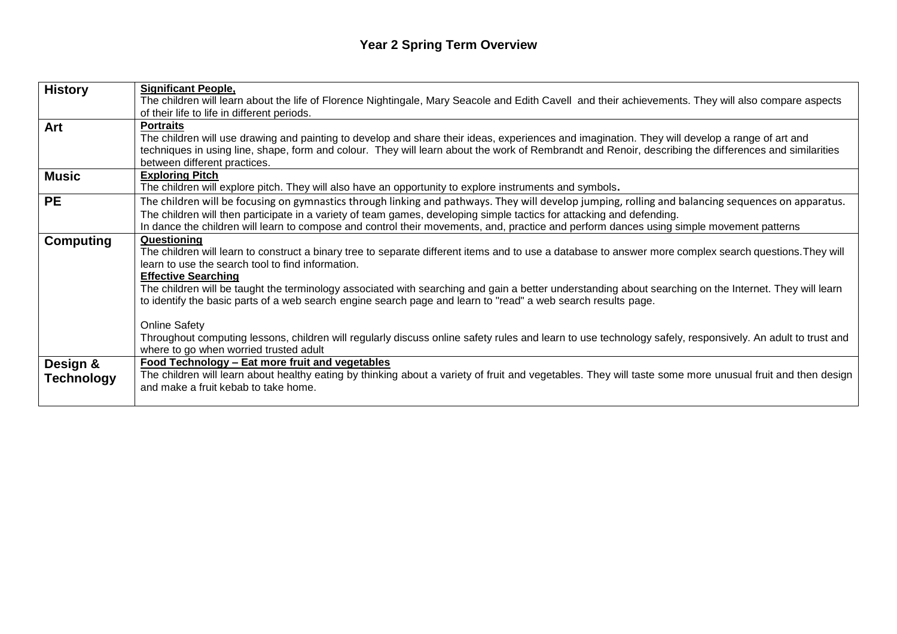# Year 2 Spring Term Overview

| | |
|---|---|
| **History** | **Significant People,**<br>The children will learn about the life of Florence Nightingale, Mary Seacole and Edith Cavell and their achievements. They will also compare aspects of their life to life in different periods. |
| **Art** | **Portraits**<br>The children will use drawing and painting to develop and share their ideas, experiences and imagination. They will develop a range of art and techniques in using line, shape, form and colour. They will learn about the work of Rembrandt and Renoir, describing the differences and similarities between different practices. |
| **Music** | **Exploring Pitch**<br>The children will explore pitch. They will also have an opportunity to explore instruments and symbols. |
| **PE** | The children will be focusing on gymnastics through linking and pathways. They will develop jumping, rolling and balancing sequences on apparatus.<br>The children will then participate in a variety of team games, developing simple tactics for attacking and defending.<br>In dance the children will learn to compose and control their movements, and, practice and perform dances using simple movement patterns |
| **Computing** | **Questioning**<br>The children will learn to construct a binary tree to separate different items and to use a database to answer more complex search questions.They will learn to use the search tool to find information.<br>**Effective Searching**<br>The children will be taught the terminology associated with searching and gain a better understanding about searching on the Internet. They will learn to identify the basic parts of a web search engine search page and learn to "read" a web search results page.<br><br>Online Safety<br>Throughout computing lessons, children will regularly discuss online safety rules and learn to use technology safely, responsively. An adult to trust and where to go when worried trusted adult |
| **Design & Technology** | **Food Technology – Eat more fruit and vegetables**<br>The children will learn about healthy eating by thinking about a variety of fruit and vegetables. They will taste some more unusual fruit and then design and make a fruit kebab to take home. |